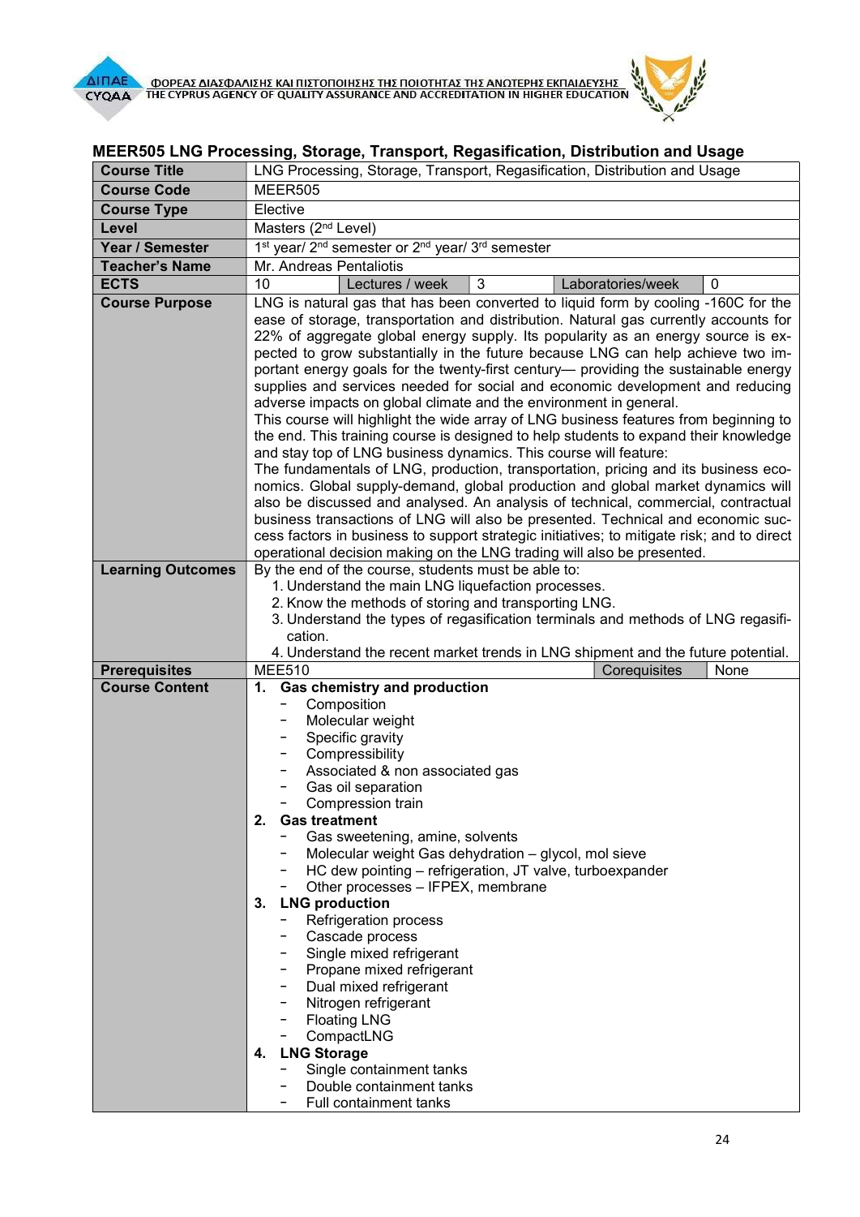## MEER505 LNG Processing, Storage, Transport, Regasification, Distribution and Usage

| Course Title | LNG Processing, Storage, Transport, Regasification, Distribution and Usage | | | | |
|---|---|---|---|---|---|
| **Course Code** | MEER505 | | | | |
| **Course Type** | Elective | | | | |
| **Level** | Masters (2nd Level) | | | | |
| **Year / Semester** | 1st year/ 2nd semester or 2nd year/ 3rd semester | | | | |
| **Teacher's Name** | Mr. Andreas Pentaliotis | | | | |
| **ECTS** | 10 | Lectures / week | 3 | Laboratories/week | 0 |
| **Course Purpose** | LNG is natural gas that has been converted to liquid form by cooling -160C for the ease of storage, transportation and distribution. Natural gas currently accounts for 22% of aggregate global energy supply. Its popularity as an energy source is expected to grow substantially in the future because LNG can help achieve two important energy goals for the twenty-first century— providing the sustainable energy supplies and services needed for social and economic development and reducing adverse impacts on global climate and the environment in general.<br>This course will highlight the wide array of LNG business features from beginning to the end. This training course is designed to help students to expand their knowledge and stay top of LNG business dynamics. This course will feature:<br>The fundamentals of LNG, production, transportation, pricing and its business economics. Global supply-demand, global production and global market dynamics will also be discussed and analysed. An analysis of technical, commercial, contractual business transactions of LNG will also be presented. Technical and economic success factors in business to support strategic initiatives; to mitigate risk; and to direct operational decision making on the LNG trading will also be presented. | | | | |
| **Learning Outcomes** | By the end of the course, students must be able to:<br>1. Understand the main LNG liquefaction processes.<br>2. Know the methods of storing and transporting LNG.<br>3. Understand the types of regasification terminals and methods of LNG regasification.<br>4. Understand the recent market trends in LNG shipment and the future potential. | | | | |
| **Prerequisites** | MEE510 | | | Corequisites | None |
| **Course Content** | **1. Gas chemistry and production**<br>- Composition<br>- Molecular weight<br>- Specific gravity<br>- Compressibility<br>- Associated & non associated gas<br>- Gas oil separation<br>- Compression train<br>**2. Gas treatment**<br>- Gas sweetening, amine, solvents<br>- Molecular weight Gas dehydration – glycol, mol sieve<br>- HC dew pointing – refrigeration, JT valve, turboexpander<br>- Other processes – IFPEX, membrane<br>**3. LNG production**<br>- Refrigeration process<br>- Cascade process<br>- Single mixed refrigerant<br>- Propane mixed refrigerant<br>- Dual mixed refrigerant<br>- Nitrogen refrigerant<br>- Floating LNG<br>- CompactLNG<br>**4. LNG Storage**<br>- Single containment tanks<br>- Double containment tanks<br>- Full containment tanks | | | | |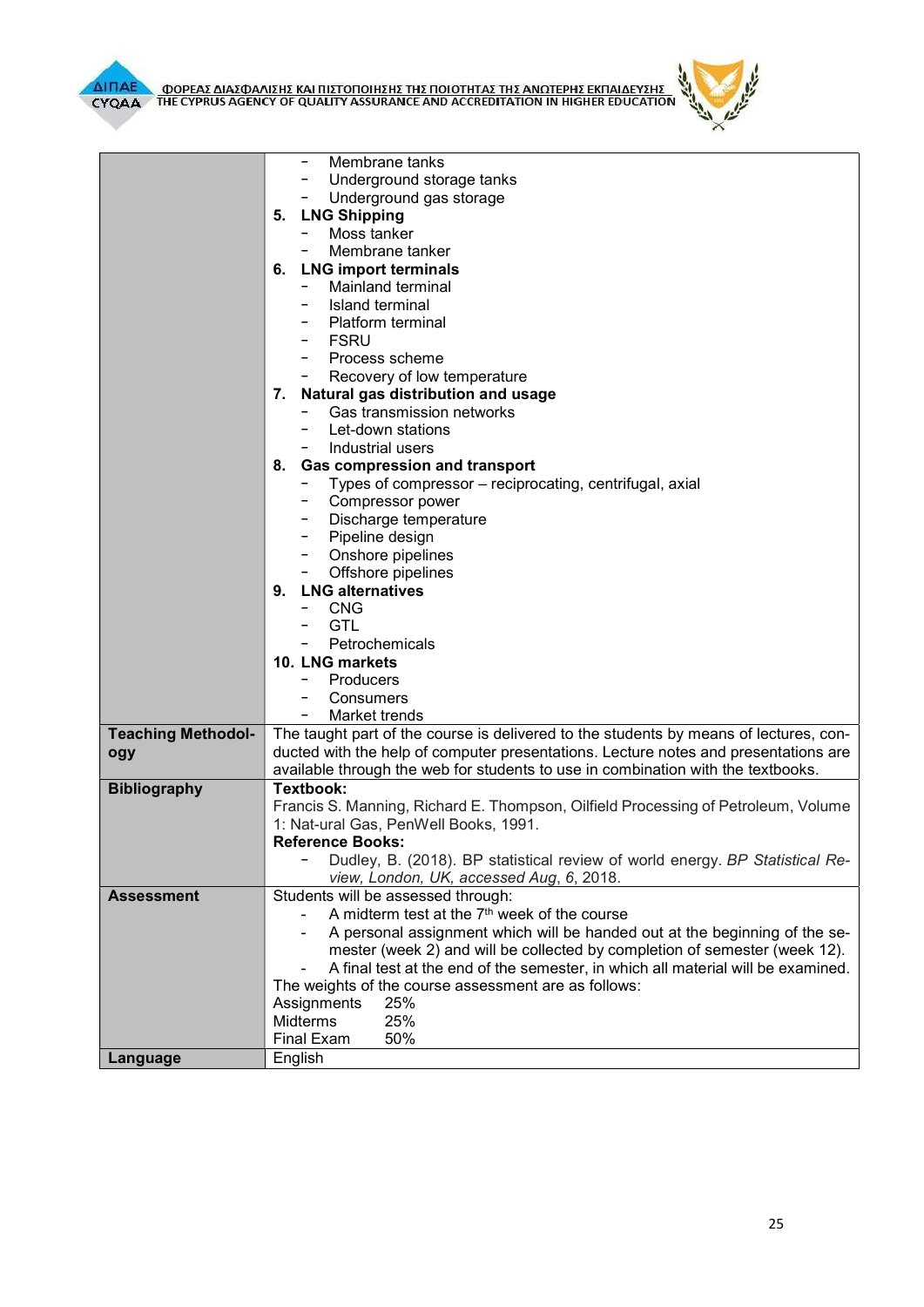| | |
|---|---|
| | - Membrane tanks<br>- Underground storage tanks<br>- Underground gas storage<br>**5. LNG Shipping**<br>- Moss tanker<br>- Membrane tanker<br>**6. LNG import terminals**<br>- Mainland terminal<br>- Island terminal<br>- Platform terminal<br>- FSRU<br>- Process scheme<br>- Recovery of low temperature<br>**7. Natural gas distribution and usage**<br>- Gas transmission networks<br>- Let-down stations<br>- Industrial users<br>**8. Gas compression and transport**<br>- Types of compressor – reciprocating, centrifugal, axial<br>- Compressor power<br>- Discharge temperature<br>- Pipeline design<br>- Onshore pipelines<br>- Offshore pipelines<br>**9. LNG alternatives**<br>- CNG<br>- GTL<br>- Petrochemicals<br>**10. LNG markets**<br>- Producers<br>- Consumers<br>- Market trends |
| **Teaching Methodology** | The taught part of the course is delivered to the students by means of lectures, conducted with the help of computer presentations. Lecture notes and presentations are available through the web for students to use in combination with the textbooks. |
| **Bibliography** | **Textbook:**<br>Francis S. Manning, Richard E. Thompson, Oilfield Processing of Petroleum, Volume 1: Nat-ural Gas, PenWell Books, 1991.<br>**Reference Books:**<br>- Dudley, B. (2018). BP statistical review of world energy. *BP Statistical Review, London, UK, accessed Aug, 6*, 2018. |
| **Assessment** | Students will be assessed through:<br>- A midterm test at the 7th week of the course<br>- A personal assignment which will be handed out at the beginning of the semester (week 2) and will be collected by completion of semester (week 12).<br>- A final test at the end of the semester, in which all material will be examined.<br>The weights of the course assessment are as follows:<br>Assignments 25%<br>Midterms 25%<br>Final Exam 50% |
| **Language** | English |